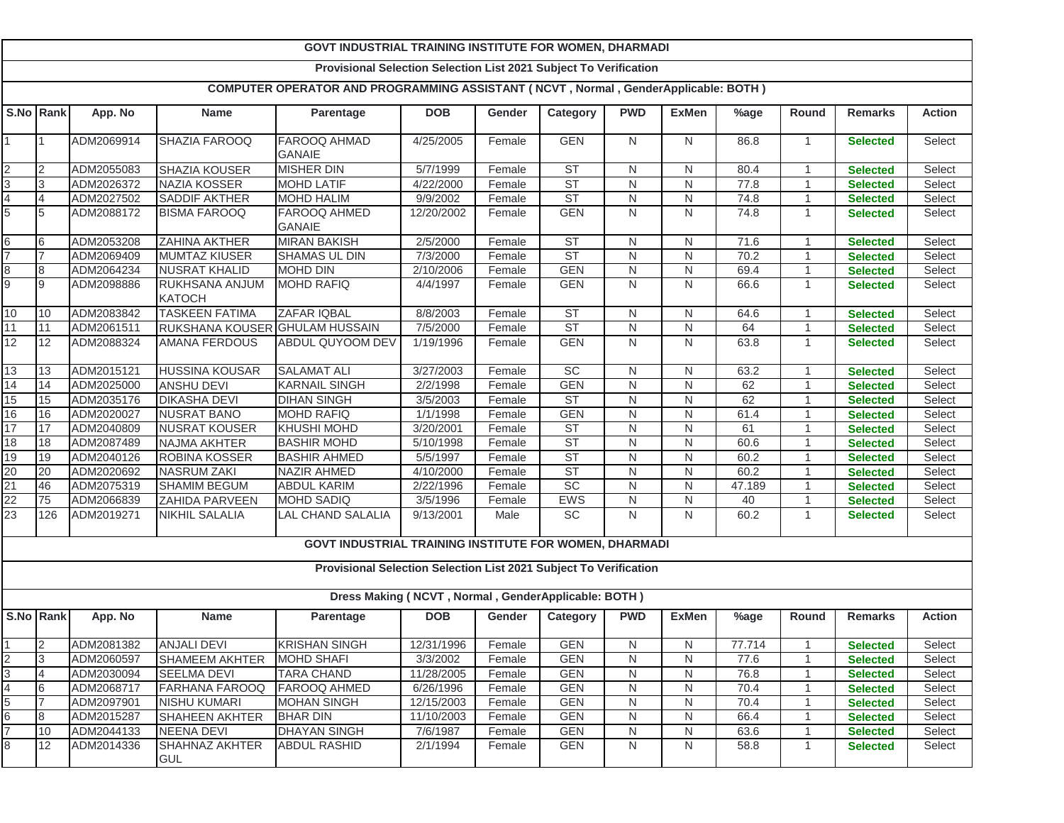# GOVT INDUSTRIAL TRAINING INSTITUTE FOR WOMEN, DHARMADI

## Provisional Selection Selection List 2021 Subject To Verification

### COMPUTER OPERATOR AND PROGRAMMING ASSISTANT ( NCVT , Normal , GenderApplicable: BOTH )

| S.No | Rank | App. No | Name | Parentage | DOB | Gender | Category | PWD | ExMen | %age | Round | Remarks | Action |
|---|---|---|---|---|---|---|---|---|---|---|---|---|---|
| 1 | 1 | ADM2069914 | SHAZIA FAROOQ | FAROOQ AHMAD GANAIE | 4/25/2005 | Female | GEN | N | N | 86.8 | 1 | **Selected** | Select |
| 2 | 2 | ADM2055083 | SHAZIA KOUSER | MISHER DIN | 5/7/1999 | Female | ST | N | N | 80.4 | 1 | **Selected** | Select |
| 3 | 3 | ADM2026372 | NAZIA KOSSER | MOHD LATIF | 4/22/2000 | Female | ST | N | N | 77.8 | 1 | **Selected** | Select |
| 4 | 4 | ADM2027502 | SADDIF AKTHER | MOHD HALIM | 9/9/2002 | Female | ST | N | N | 74.8 | 1 | **Selected** | Select |
| 5 | 5 | ADM2088172 | BISMA FAROOQ | FAROOQ AHMED GANAIE | 12/20/2002 | Female | GEN | N | N | 74.8 | 1 | **Selected** | Select |
| 6 | 6 | ADM2053208 | ZAHINA AKTHER | MIRAN BAKISH | 2/5/2000 | Female | ST | N | N | 71.6 | 1 | **Selected** | Select |
| 7 | 7 | ADM2069409 | MUMTAZ KIUSER | SHAMAS UL DIN | 7/3/2000 | Female | ST | N | N | 70.2 | 1 | **Selected** | Select |
| 8 | 8 | ADM2064234 | NUSRAT KHALID | MOHD DIN | 2/10/2006 | Female | GEN | N | N | 69.4 | 1 | **Selected** | Select |
| 9 | 9 | ADM2098886 | RUKHSANA ANJUM KATOCH | MOHD RAFIQ | 4/4/1997 | Female | GEN | N | N | 66.6 | 1 | **Selected** | Select |
| 10 | 10 | ADM2083842 | TASKEEN FATIMA | ZAFAR IQBAL | 8/8/2003 | Female | ST | N | N | 64.6 | 1 | **Selected** | Select |
| 11 | 11 | ADM2061511 | RUKSHANA KOUSER | GHULAM HUSSAIN | 7/5/2000 | Female | ST | N | N | 64 | 1 | **Selected** | Select |
| 12 | 12 | ADM2088324 | AMANA FERDOUS | ABDUL QUYOOM DEV | 1/19/1996 | Female | GEN | N | N | 63.8 | 1 | **Selected** | Select |
| 13 | 13 | ADM2015121 | HUSSINA KOUSAR | SALAMAT ALI | 3/27/2003 | Female | SC | N | N | 63.2 | 1 | **Selected** | Select |
| 14 | 14 | ADM2025000 | ANSHU DEVI | KARNAIL SINGH | 2/2/1998 | Female | GEN | N | N | 62 | 1 | **Selected** | Select |
| 15 | 15 | ADM2035176 | DIKASHA DEVI | DIHAN SINGH | 3/5/2003 | Female | ST | N | N | 62 | 1 | **Selected** | Select |
| 16 | 16 | ADM2020027 | NUSRAT BANO | MOHD RAFIQ | 1/1/1998 | Female | GEN | N | N | 61.4 | 1 | **Selected** | Select |
| 17 | 17 | ADM2040809 | NUSRAT KOUSER | KHUSHI MOHD | 3/20/2001 | Female | ST | N | N | 61 | 1 | **Selected** | Select |
| 18 | 18 | ADM2087489 | NAJMA AKHTER | BASHIR MOHD | 5/10/1998 | Female | ST | N | N | 60.6 | 1 | **Selected** | Select |
| 19 | 19 | ADM2040126 | ROBINA KOSSER | BASHIR AHMED | 5/5/1997 | Female | ST | N | N | 60.2 | 1 | **Selected** | Select |
| 20 | 20 | ADM2020692 | NASRUM ZAKI | NAZIR AHMED | 4/10/2000 | Female | ST | N | N | 60.2 | 1 | **Selected** | Select |
| 21 | 46 | ADM2075319 | SHAMIM BEGUM | ABDUL KARIM | 2/22/1996 | Female | SC | N | N | 47.189 | 1 | **Selected** | Select |
| 22 | 75 | ADM2066839 | ZAHIDA PARVEEN | MOHD SADIQ | 3/5/1996 | Female | EWS | N | N | 40 | 1 | **Selected** | Select |
| 23 | 126 | ADM2019271 | NIKHIL SALALIA | LAL CHAND SALALIA | 9/13/2001 | Male | SC | N | N | 60.2 | 1 | **Selected** | Select |

# GOVT INDUSTRIAL TRAINING INSTITUTE FOR WOMEN, DHARMADI

## Provisional Selection Selection List 2021 Subject To Verification

### Dress Making ( NCVT , Normal , GenderApplicable: BOTH )

| S.No | Rank | App. No | Name | Parentage | DOB | Gender | Category | PWD | ExMen | %age | Round | Remarks | Action |
|---|---|---|---|---|---|---|---|---|---|---|---|---|---|
| 1 | 2 | ADM2081382 | ANJALI DEVI | KRISHAN SINGH | 12/31/1996 | Female | GEN | N | N | 77.714 | 1 | **Selected** | Select |
| 2 | 3 | ADM2060597 | SHAMEEM AKHTER | MOHD SHAFI | 3/3/2002 | Female | GEN | N | N | 77.6 | 1 | **Selected** | Select |
| 3 | 4 | ADM2030094 | SEELMA DEVI | TARA CHAND | 11/28/2005 | Female | GEN | N | N | 76.8 | 1 | **Selected** | Select |
| 4 | 6 | ADM2068717 | FARHANA FAROOQ | FAROOQ AHMED | 6/26/1996 | Female | GEN | N | N | 70.4 | 1 | **Selected** | Select |
| 5 | 7 | ADM2097901 | NISHU KUMARI | MOHAN SINGH | 12/15/2003 | Female | GEN | N | N | 70.4 | 1 | **Selected** | Select |
| 6 | 8 | ADM2015287 | SHAHEEN AKHTER | BHAR DIN | 11/10/2003 | Female | GEN | N | N | 66.4 | 1 | **Selected** | Select |
| 7 | 10 | ADM2044133 | NEENA DEVI | DHAYAN SINGH | 7/6/1987 | Female | GEN | N | N | 63.6 | 1 | **Selected** | Select |
| 8 | 12 | ADM2014336 | SHAHNAZ AKHTER GUL | ABDUL RASHID | 2/1/1994 | Female | GEN | N | N | 58.8 | 1 | **Selected** | Select |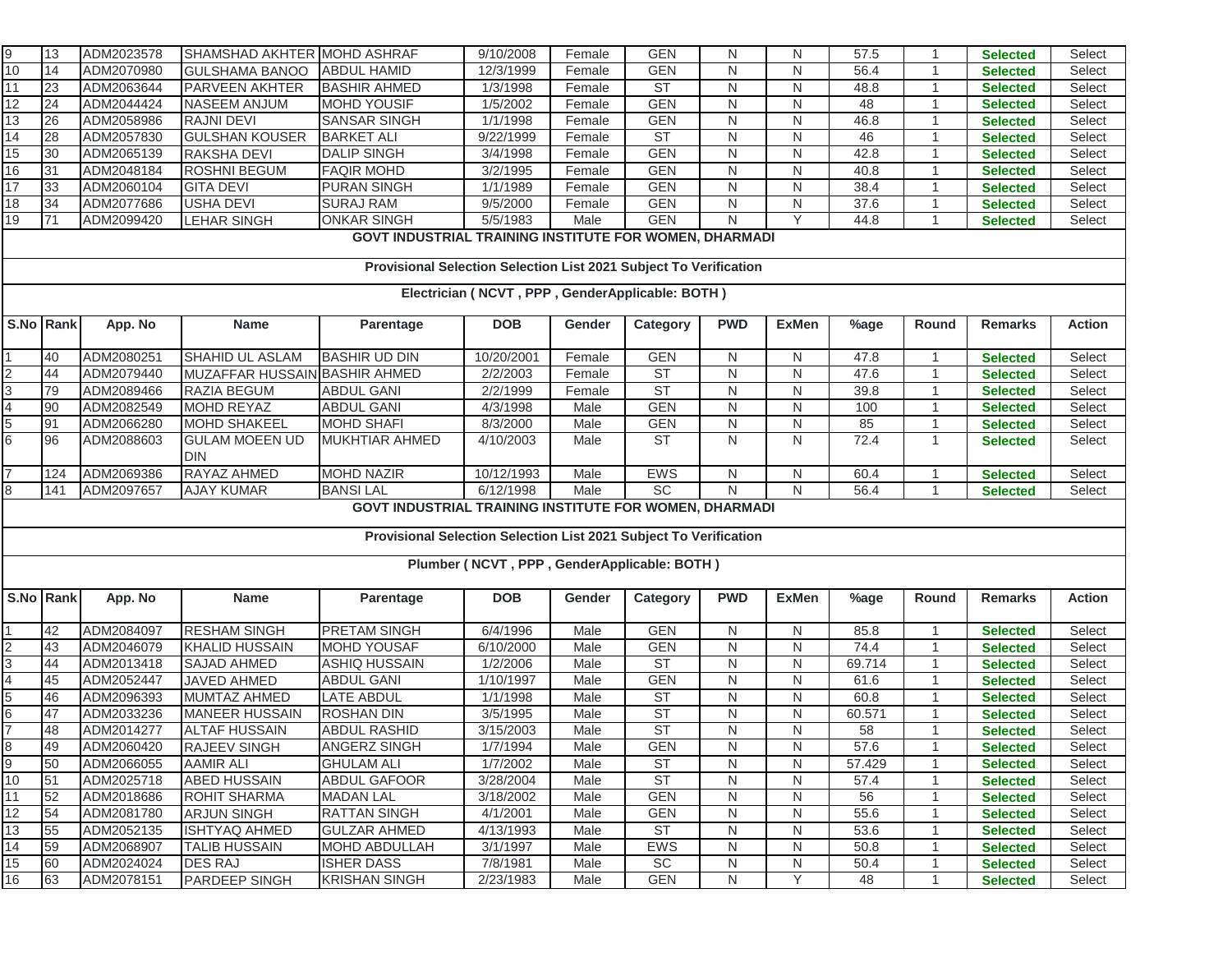| S.No | Rank | App. No | Name | Parentage | DOB | Gender | Category | PWD | ExMen | %age | Round | Remarks | Action |
|---|---|---|---|---|---|---|---|---|---|---|---|---|---|
| 9 | 13 | ADM2023578 | SHAMSHAD AKHTER | MOHD ASHRAF | 9/10/2008 | Female | GEN | N | N | 57.5 | 1 | Selected | Select |
| 10 | 14 | ADM2070980 | GULSHAMA BANOO | ABDUL HAMID | 12/3/1999 | Female | GEN | N | N | 56.4 | 1 | Selected | Select |
| 11 | 23 | ADM2063644 | PARVEEN AKHTER | BASHIR AHMED | 1/3/1998 | Female | ST | N | N | 48.8 | 1 | Selected | Select |
| 12 | 24 | ADM2044424 | NASEEM ANJUM | MOHD YOUSIF | 1/5/2002 | Female | GEN | N | N | 48 | 1 | Selected | Select |
| 13 | 26 | ADM2058986 | RAJNI DEVI | SANSAR SINGH | 1/1/1998 | Female | GEN | N | N | 46.8 | 1 | Selected | Select |
| 14 | 28 | ADM2057830 | GULSHAN KOUSER | BARKET ALI | 9/22/1999 | Female | ST | N | N | 46 | 1 | Selected | Select |
| 15 | 30 | ADM2065139 | RAKSHA DEVI | DALIP SINGH | 3/4/1998 | Female | GEN | N | N | 42.8 | 1 | Selected | Select |
| 16 | 31 | ADM2048184 | ROSHNI BEGUM | FAQIR MOHD | 3/2/1995 | Female | GEN | N | N | 40.8 | 1 | Selected | Select |
| 17 | 33 | ADM2060104 | GITA DEVI | PURAN SINGH | 1/1/1989 | Female | GEN | N | N | 38.4 | 1 | Selected | Select |
| 18 | 34 | ADM2077686 | USHA DEVI | SURAJ RAM | 9/5/2000 | Female | GEN | N | N | 37.6 | 1 | Selected | Select |
| 19 | 71 | ADM2099420 | LEHAR SINGH | ONKAR SINGH | 5/5/1983 | Male | GEN | N | Y | 44.8 | 1 | Selected | Select |

**GOVT INDUSTRIAL TRAINING INSTITUTE FOR WOMEN, DHARMADI**

**Provisional Selection Selection List 2021 Subject To Verification**

**Electrician ( NCVT , PPP , GenderApplicable: BOTH )**

| S.No | Rank | App. No | Name | Parentage | DOB | Gender | Category | PWD | ExMen | %age | Round | Remarks | Action |
|---|---|---|---|---|---|---|---|---|---|---|---|---|---|
| 1 | 40 | ADM2080251 | SHAHID UL ASLAM | BASHIR UD DIN | 10/20/2001 | Female | GEN | N | N | 47.8 | 1 | Selected | Select |
| 2 | 44 | ADM2079440 | MUZAFFAR HUSSAIN | BASHIR AHMED | 2/2/2003 | Female | ST | N | N | 47.6 | 1 | Selected | Select |
| 3 | 79 | ADM2089466 | RAZIA BEGUM | ABDUL GANI | 2/2/1999 | Female | ST | N | N | 39.8 | 1 | Selected | Select |
| 4 | 90 | ADM2082549 | MOHD REYAZ | ABDUL GANI | 4/3/1998 | Male | GEN | N | N | 100 | 1 | Selected | Select |
| 5 | 91 | ADM2066280 | MOHD SHAKEEL | MOHD SHAFI | 8/3/2000 | Male | GEN | N | N | 85 | 1 | Selected | Select |
| 6 | 96 | ADM2088603 | GULAM MOEEN UD DIN | MUKHTIAR AHMED | 4/10/2003 | Male | ST | N | N | 72.4 | 1 | Selected | Select |
| 7 | 124 | ADM2069386 | RAYAZ AHMED | MOHD NAZIR | 10/12/1993 | Male | EWS | N | N | 60.4 | 1 | Selected | Select |
| 8 | 141 | ADM2097657 | AJAY KUMAR | BANSI LAL | 6/12/1998 | Male | SC | N | N | 56.4 | 1 | Selected | Select |

**GOVT INDUSTRIAL TRAINING INSTITUTE FOR WOMEN, DHARMADI**

**Provisional Selection Selection List 2021 Subject To Verification**

**Plumber ( NCVT , PPP , GenderApplicable: BOTH )**

| S.No | Rank | App. No | Name | Parentage | DOB | Gender | Category | PWD | ExMen | %age | Round | Remarks | Action |
|---|---|---|---|---|---|---|---|---|---|---|---|---|---|
| 1 | 42 | ADM2084097 | RESHAM SINGH | PRETAM SINGH | 6/4/1996 | Male | GEN | N | N | 85.8 | 1 | Selected | Select |
| 2 | 43 | ADM2046079 | KHALID HUSSAIN | MOHD YOUSAF | 6/10/2000 | Male | GEN | N | N | 74.4 | 1 | Selected | Select |
| 3 | 44 | ADM2013418 | SAJAD AHMED | ASHIQ HUSSAIN | 1/2/2006 | Male | ST | N | N | 69.714 | 1 | Selected | Select |
| 4 | 45 | ADM2052447 | JAVED AHMED | ABDUL GANI | 1/10/1997 | Male | GEN | N | N | 61.6 | 1 | Selected | Select |
| 5 | 46 | ADM2096393 | MUMTAZ AHMED | LATE ABDUL | 1/1/1998 | Male | ST | N | N | 60.8 | 1 | Selected | Select |
| 6 | 47 | ADM2033236 | MANEER HUSSAIN | ROSHAN DIN | 3/5/1995 | Male | ST | N | N | 60.571 | 1 | Selected | Select |
| 7 | 48 | ADM2014277 | ALTAF HUSSAIN | ABDUL RASHID | 3/15/2003 | Male | ST | N | N | 58 | 1 | Selected | Select |
| 8 | 49 | ADM2060420 | RAJEEV SINGH | ANGERZ SINGH | 1/7/1994 | Male | GEN | N | N | 57.6 | 1 | Selected | Select |
| 9 | 50 | ADM2066055 | AAMIR ALI | GHULAM ALI | 1/7/2002 | Male | ST | N | N | 57.429 | 1 | Selected | Select |
| 10 | 51 | ADM2025718 | ABED HUSSAIN | ABDUL GAFOOR | 3/28/2004 | Male | ST | N | N | 57.4 | 1 | Selected | Select |
| 11 | 52 | ADM2018686 | ROHIT SHARMA | MADAN LAL | 3/18/2002 | Male | GEN | N | N | 56 | 1 | Selected | Select |
| 12 | 54 | ADM2081780 | ARJUN SINGH | RATTAN SINGH | 4/1/2001 | Male | GEN | N | N | 55.6 | 1 | Selected | Select |
| 13 | 55 | ADM2052135 | ISHTYAQ AHMED | GULZAR AHMED | 4/13/1993 | Male | ST | N | N | 53.6 | 1 | Selected | Select |
| 14 | 59 | ADM2068907 | TALIB HUSSAIN | MOHD ABDULLAH | 3/1/1997 | Male | EWS | N | N | 50.8 | 1 | Selected | Select |
| 15 | 60 | ADM2024024 | DES RAJ | ISHER DASS | 7/8/1981 | Male | SC | N | N | 50.4 | 1 | Selected | Select |
| 16 | 63 | ADM2078151 | PARDEEP SINGH | KRISHAN SINGH | 2/23/1983 | Male | GEN | N | Y | 48 | 1 | Selected | Select |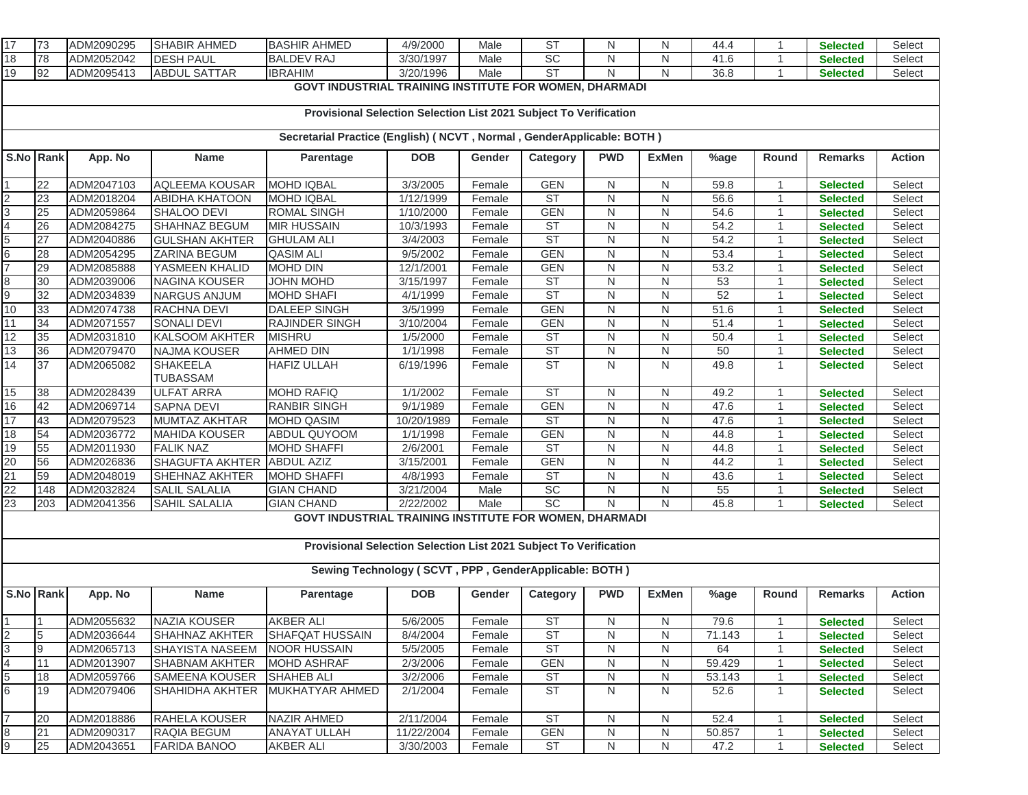| S.No | Rank | App. No | Name | Parentage | DOB | Gender | Category | PWD | ExMen | %age | Round | Remarks | Action |
|---|---|---|---|---|---|---|---|---|---|---|---|---|---|
| 17 | 73 | ADM2090295 | SHABIR AHMED | BASHIR AHMED | 4/9/2000 | Male | ST | N | N | 44.4 | 1 | **Selected** | Select |
| 18 | 78 | ADM2052042 | DESH PAUL | BALDEV RAJ | 3/30/1997 | Male | SC | N | N | 41.6 | 1 | **Selected** | Select |
| 19 | 92 | ADM2095413 | ABDUL SATTAR | IBRAHIM | 3/20/1996 | Male | ST | N | N | 36.8 | 1 | **Selected** | Select |

**GOVT INDUSTRIAL TRAINING INSTITUTE FOR WOMEN, DHARMADI**

**Provisional Selection Selection List 2021 Subject To Verification**

**Secretarial Practice (English) ( NCVT , Normal , GenderApplicable: BOTH )**

| S.No | Rank | App. No | Name | Parentage | DOB | Gender | Category | PWD | ExMen | %age | Round | Remarks | Action |
|---|---|---|---|---|---|---|---|---|---|---|---|---|---|
| 1 | 22 | ADM2047103 | AQLEEMA KOUSAR | MOHD IQBAL | 3/3/2005 | Female | GEN | N | N | 59.8 | 1 | **Selected** | Select |
| 2 | 23 | ADM2018204 | ABIDHA KHATOON | MOHD IQBAL | 1/12/1999 | Female | ST | N | N | 56.6 | 1 | **Selected** | Select |
| 3 | 25 | ADM2059864 | SHALOO DEVI | ROMAL SINGH | 1/10/2000 | Female | GEN | N | N | 54.6 | 1 | **Selected** | Select |
| 4 | 26 | ADM2084275 | SHAHNAZ BEGUM | MIR HUSSAIN | 10/3/1993 | Female | ST | N | N | 54.2 | 1 | **Selected** | Select |
| 5 | 27 | ADM2040886 | GULSHAN AKHTER | GHULAM ALI | 3/4/2003 | Female | ST | N | N | 54.2 | 1 | **Selected** | Select |
| 6 | 28 | ADM2054295 | ZARINA BEGUM | QASIM ALI | 9/5/2002 | Female | GEN | N | N | 53.4 | 1 | **Selected** | Select |
| 7 | 29 | ADM2085888 | YASMEEN KHALID | MOHD DIN | 12/1/2001 | Female | GEN | N | N | 53.2 | 1 | **Selected** | Select |
| 8 | 30 | ADM2039006 | NAGINA KOUSER | JOHN MOHD | 3/15/1997 | Female | ST | N | N | 53 | 1 | **Selected** | Select |
| 9 | 32 | ADM2034839 | NARGUS ANJUM | MOHD SHAFI | 4/1/1999 | Female | ST | N | N | 52 | 1 | **Selected** | Select |
| 10 | 33 | ADM2074738 | RACHNA DEVI | DALEEP SINGH | 3/5/1999 | Female | GEN | N | N | 51.6 | 1 | **Selected** | Select |
| 11 | 34 | ADM2071557 | SONALI DEVI | RAJINDER SINGH | 3/10/2004 | Female | GEN | N | N | 51.4 | 1 | **Selected** | Select |
| 12 | 35 | ADM2031810 | KALSOOM AKHTER | MISHRU | 1/5/2000 | Female | ST | N | N | 50.4 | 1 | **Selected** | Select |
| 13 | 36 | ADM2079470 | NAJMA KOUSER | AHMED DIN | 1/1/1998 | Female | ST | N | N | 50 | 1 | **Selected** | Select |
| 14 | 37 | ADM2065082 | SHAKEELA TUBASSAM | HAFIZ ULLAH | 6/19/1996 | Female | ST | N | N | 49.8 | 1 | **Selected** | Select |
| 15 | 38 | ADM2028439 | ULFAT ARRA | MOHD RAFIQ | 1/1/2002 | Female | ST | N | N | 49.2 | 1 | **Selected** | Select |
| 16 | 42 | ADM2069714 | SAPNA DEVI | RANBIR SINGH | 9/1/1989 | Female | GEN | N | N | 47.6 | 1 | **Selected** | Select |
| 17 | 43 | ADM2079523 | MUMTAZ AKHTAR | MOHD QASIM | 10/20/1989 | Female | ST | N | N | 47.6 | 1 | **Selected** | Select |
| 18 | 54 | ADM2036772 | MAHIDA KOUSER | ABDUL QUYOOM | 1/1/1998 | Female | GEN | N | N | 44.8 | 1 | **Selected** | Select |
| 19 | 55 | ADM2011930 | FALIK NAZ | MOHD SHAFFI | 2/6/2001 | Female | ST | N | N | 44.8 | 1 | **Selected** | Select |
| 20 | 56 | ADM2026836 | SHAGUFTA AKHTER | ABDUL AZIZ | 3/15/2001 | Female | GEN | N | N | 44.2 | 1 | **Selected** | Select |
| 21 | 59 | ADM2048019 | SHEHNAZ AKHTER | MOHD SHAFFI | 4/8/1993 | Female | ST | N | N | 43.6 | 1 | **Selected** | Select |
| 22 | 148 | ADM2032824 | SALIL SALALIA | GIAN CHAND | 3/21/2004 | Male | SC | N | N | 55 | 1 | **Selected** | Select |
| 23 | 203 | ADM2041356 | SAHIL SALALIA | GIAN CHAND | 2/22/2002 | Male | SC | N | N | 45.8 | 1 | **Selected** | Select |

**GOVT INDUSTRIAL TRAINING INSTITUTE FOR WOMEN, DHARMADI**

**Provisional Selection Selection List 2021 Subject To Verification**

**Sewing Technology ( SCVT , PPP , GenderApplicable: BOTH )**

| S.No | Rank | App. No | Name | Parentage | DOB | Gender | Category | PWD | ExMen | %age | Round | Remarks | Action |
|---|---|---|---|---|---|---|---|---|---|---|---|---|---|
| 1 | 1 | ADM2055632 | NAZIA KOUSER | AKBER ALI | 5/6/2005 | Female | ST | N | N | 79.6 | 1 | **Selected** | Select |
| 2 | 5 | ADM2036644 | SHAHNAZ AKHTER | SHAFQAT HUSSAIN | 8/4/2004 | Female | ST | N | N | 71.143 | 1 | **Selected** | Select |
| 3 | 9 | ADM2065713 | SHAYISTA NASEEM | NOOR HUSSAIN | 5/5/2005 | Female | ST | N | N | 64 | 1 | **Selected** | Select |
| 4 | 11 | ADM2013907 | SHABNAM AKHTER | MOHD ASHRAF | 2/3/2006 | Female | GEN | N | N | 59.429 | 1 | **Selected** | Select |
| 5 | 18 | ADM2059766 | SAMEENA KOUSER | SHAHEB ALI | 3/2/2006 | Female | ST | N | N | 53.143 | 1 | **Selected** | Select |
| 6 | 19 | ADM2079406 | SHAHIDHA AKHTER | MUKHATYAR AHMED | 2/1/2004 | Female | ST | N | N | 52.6 | 1 | **Selected** | Select |
| 7 | 20 | ADM2018886 | RAHELA KOUSER | NAZIR AHMED | 2/11/2004 | Female | ST | N | N | 52.4 | 1 | **Selected** | Select |
| 8 | 21 | ADM2090317 | RAQIA BEGUM | ANAYAT ULLAH | 11/22/2004 | Female | GEN | N | N | 50.857 | 1 | **Selected** | Select |
| 9 | 25 | ADM2043651 | FARIDA BANOO | AKBER ALI | 3/30/2003 | Female | ST | N | N | 47.2 | 1 | **Selected** | Select |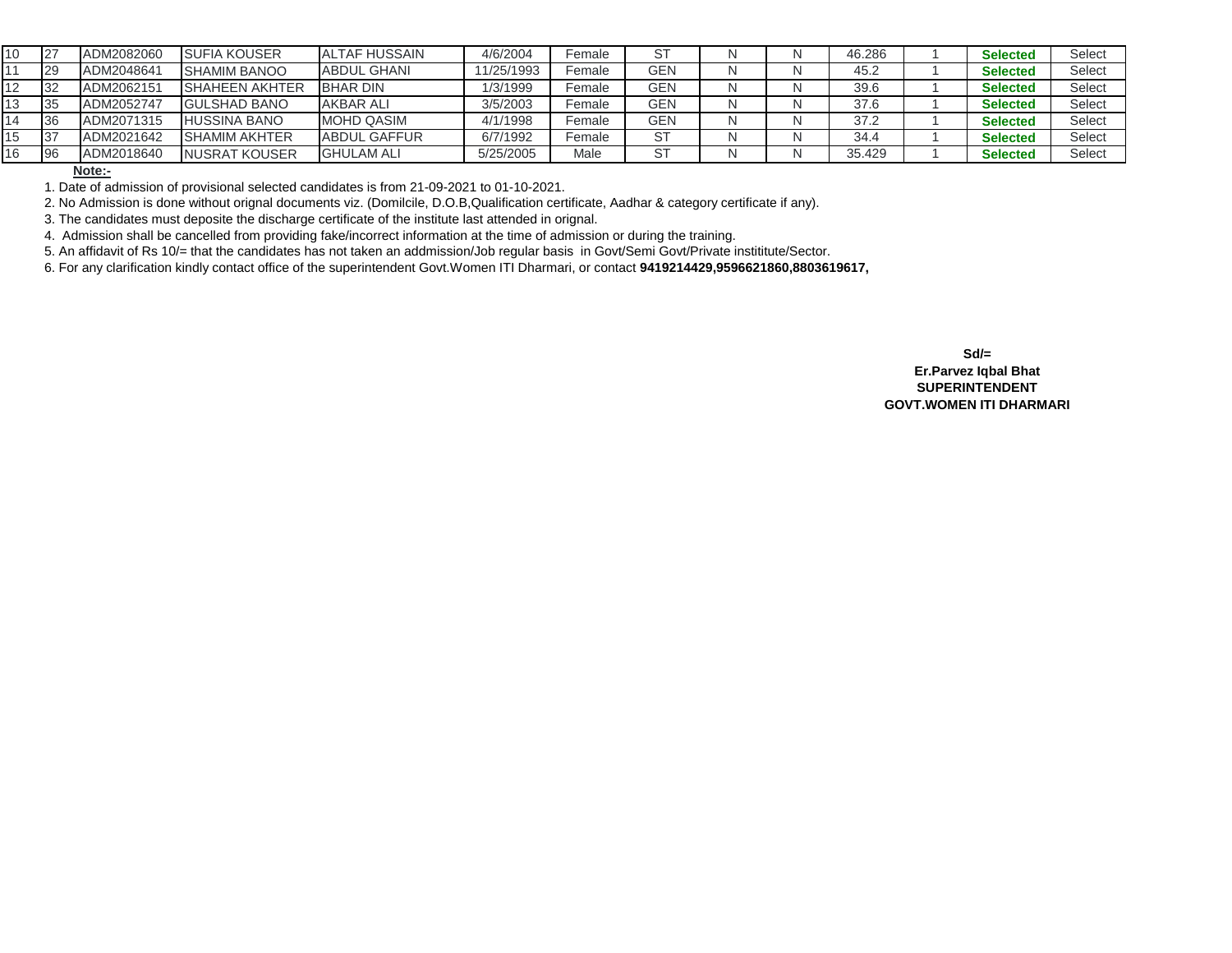| | | | | | | | | | | | | | |
|---|---|---|---|---|---|---|---|---|---|---|---|---|---|
| 10 | 27 | ADM2082060 | SUFIA KOUSER | ALTAF HUSSAIN | 4/6/2004 | Female | ST | N | N | 46.286 | 1 | **Selected** | Select |
| 11 | 29 | ADM2048641 | SHAMIM BANOO | ABDUL GHANI | 11/25/1993 | Female | GEN | N | N | 45.2 | 1 | **Selected** | Select |
| 12 | 32 | ADM2062151 | SHAHEEN AKHTER | BHAR DIN | 1/3/1999 | Female | GEN | N | N | 39.6 | 1 | **Selected** | Select |
| 13 | 35 | ADM2052747 | GULSHAD BANO | AKBAR ALI | 3/5/2003 | Female | GEN | N | N | 37.6 | 1 | **Selected** | Select |
| 14 | 36 | ADM2071315 | HUSSINA BANO | MOHD QASIM | 4/1/1998 | Female | GEN | N | N | 37.2 | 1 | **Selected** | Select |
| 15 | 37 | ADM2021642 | SHAMIM AKHTER | ABDUL GAFFUR | 6/7/1992 | Female | ST | N | N | 34.4 | 1 | **Selected** | Select |
| 16 | 96 | ADM2018640 | NUSRAT KOUSER | GHULAM ALI | 5/25/2005 | Male | ST | N | N | 35.429 | 1 | **Selected** | Select |

**Note:-**

1. Date of admission of provisional selected candidates is from 21-09-2021 to 01-10-2021.
2. No Admission is done without orignal documents viz. (Domilcile, D.O.B,Qualification certificate, Aadhar & category certificate if any).
3. The candidates must deposite the discharge certificate of the institute last attended in orignal.
4. Admission shall be cancelled from providing fake/incorrect information at the time of admission or during the training.
5. An affidavit of Rs 10/= that the candidates has not taken an addmission/Job regular basis in Govt/Semi Govt/Private instititute/Sector.
6. For any clarification kindly contact office of the superintendent Govt.Women ITI Dharmari, or contact **9419214429,9596621860,8803619617,**

**Sd/=**
**Er.Parvez Iqbal Bhat**
**SUPERINTENDENT**
**GOVT.WOMEN ITI DHARMARI**